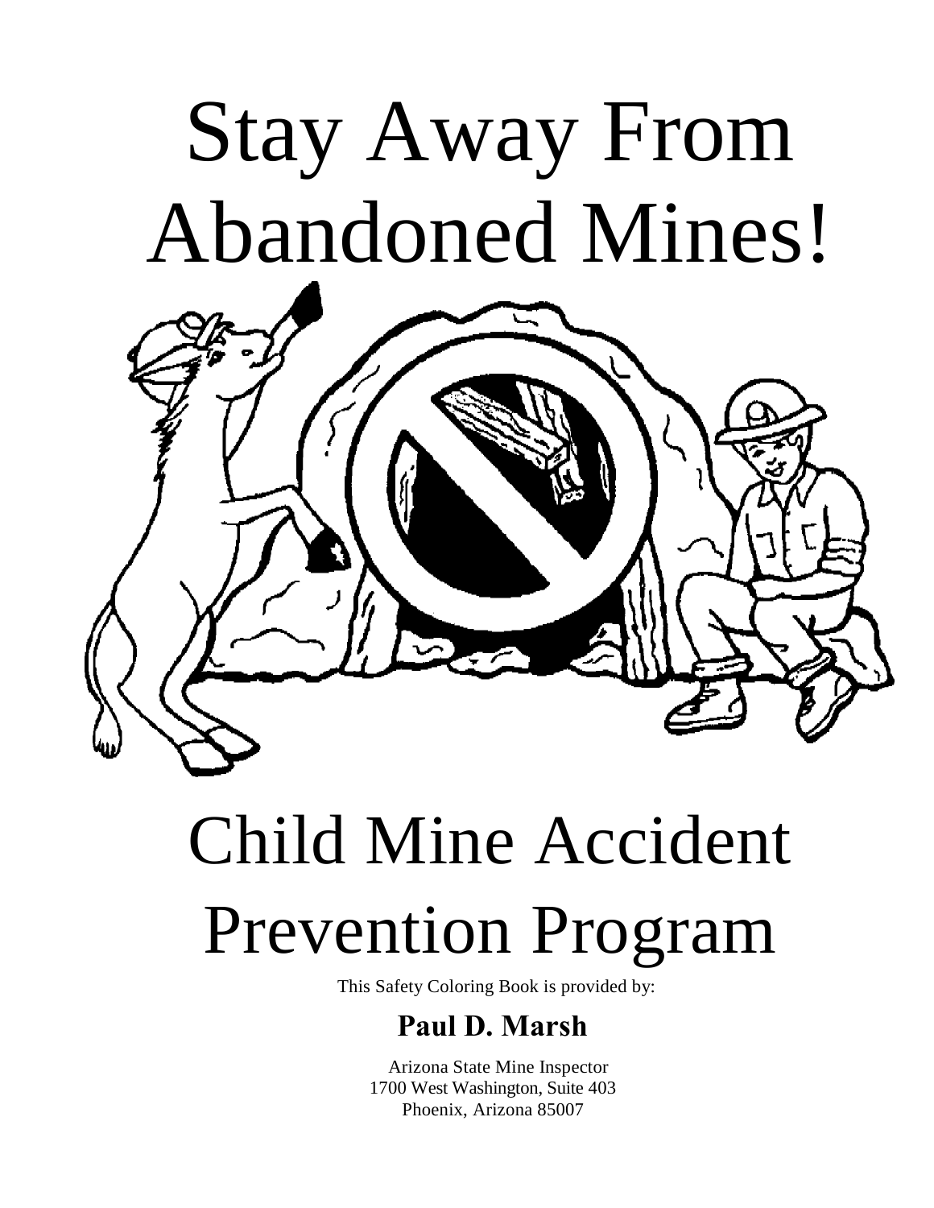# Stay Away From Abandoned Mines!

# Child Mine Accident Prevention Program

This Safety Coloring Book is provided by:

**Paul D. Marsh**

Arizona State Mine Inspector
1700 West Washington, Suite 403
Phoenix, Arizona 85007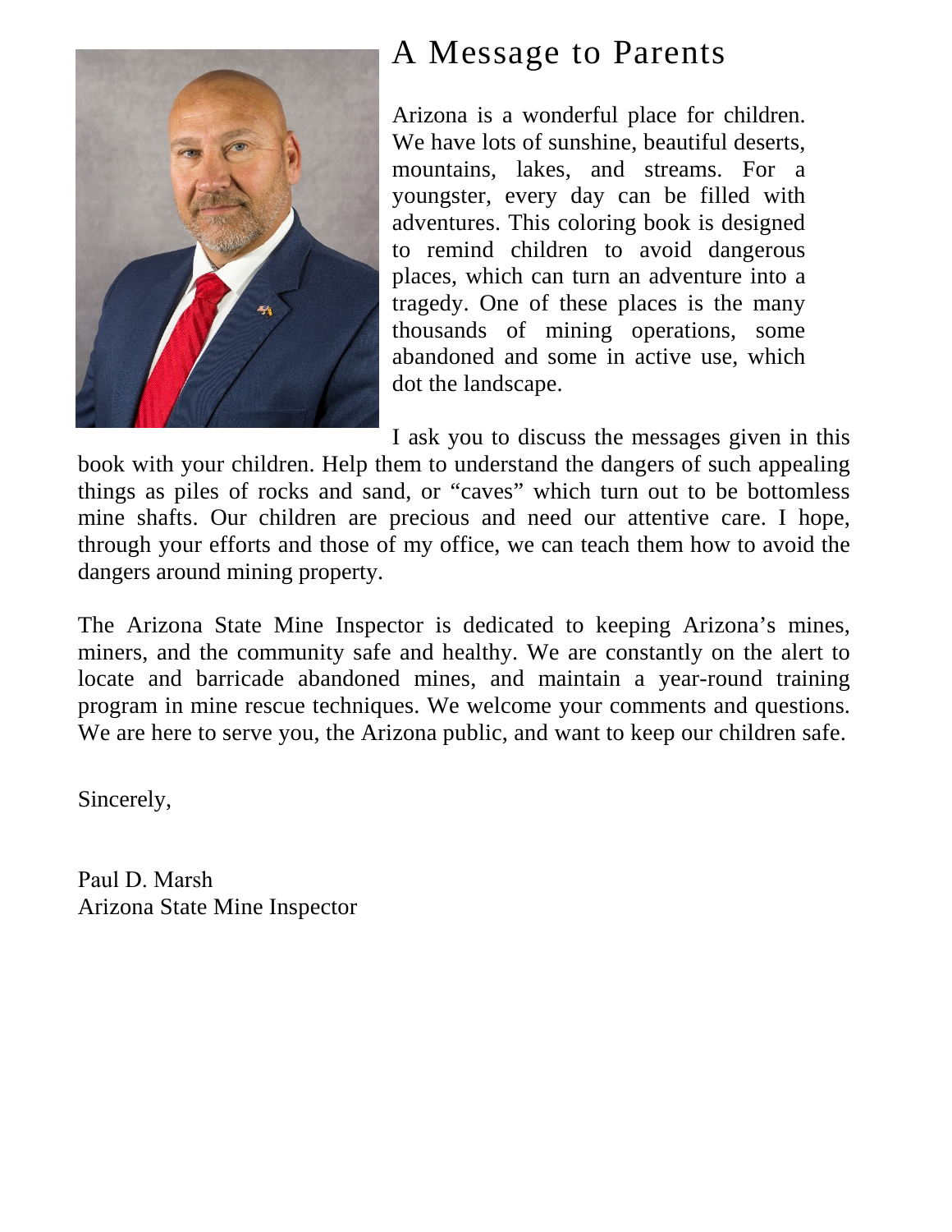# A Message to Parents

Arizona is a wonderful place for children. We have lots of sunshine, beautiful deserts, mountains, lakes, and streams. For a youngster, every day can be filled with adventures. This coloring book is designed to remind children to avoid dangerous places, which can turn an adventure into a tragedy. One of these places is the many thousands of mining operations, some abandoned and some in active use, which dot the landscape.

I ask you to discuss the messages given in this book with your children. Help them to understand the dangers of such appealing things as piles of rocks and sand, or "caves" which turn out to be bottomless mine shafts. Our children are precious and need our attentive care. I hope, through your efforts and those of my office, we can teach them how to avoid the dangers around mining property.

The Arizona State Mine Inspector is dedicated to keeping Arizona's mines, miners, and the community safe and healthy. We are constantly on the alert to locate and barricade abandoned mines, and maintain a year-round training program in mine rescue techniques. We welcome your comments and questions. We are here to serve you, the Arizona public, and want to keep our children safe.

Sincerely,

Paul D. Marsh
Arizona State Mine Inspector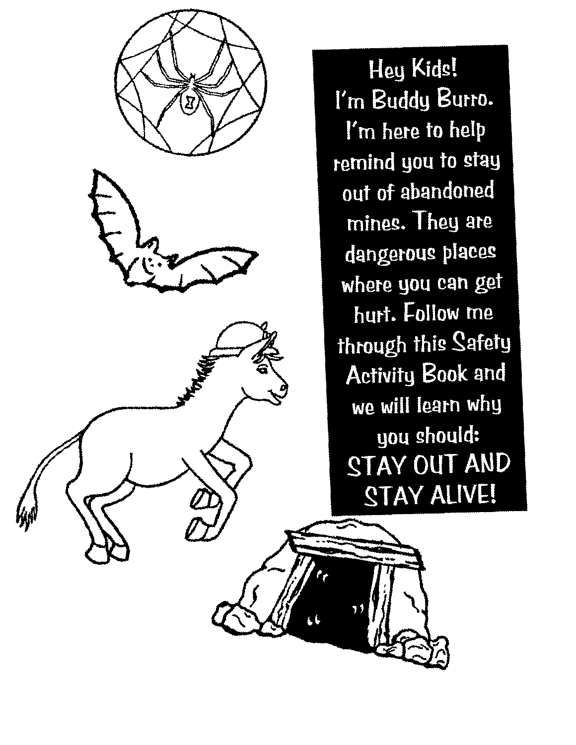Hey Kids!
I'm Buddy Burro.
I'm here to help remind you to stay out of abandoned mines. They are dangerous places where you can get hurt. Follow me through this Safety Activity Book and we will learn why you should:

**STAY OUT AND STAY ALIVE!**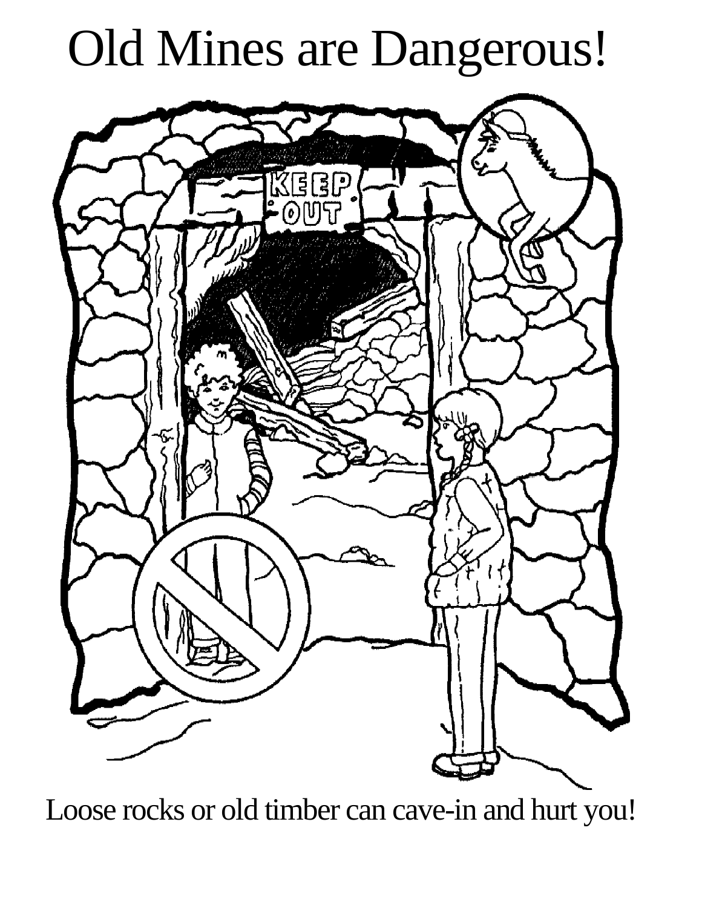# Old Mines are Dangerous!

Loose rocks or old timber can cave-in and hurt you!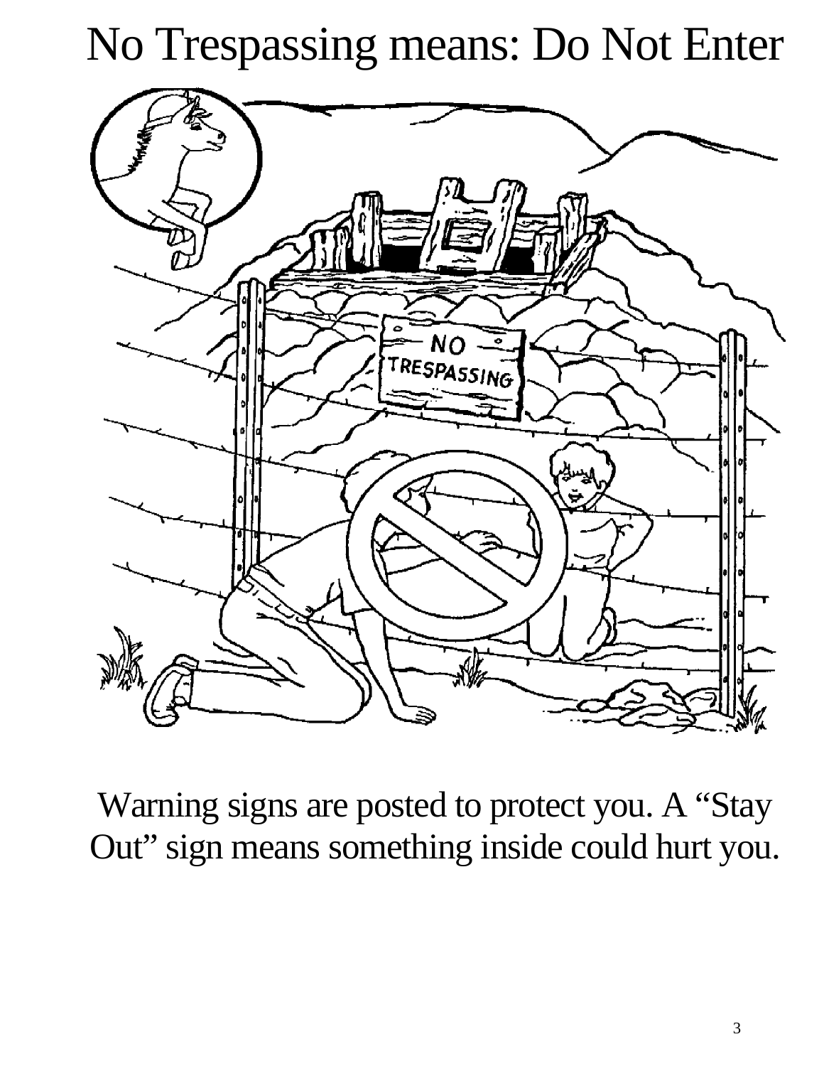# No Trespassing means: Do Not Enter

Warning signs are posted to protect you. A "Stay Out" sign means something inside could hurt you.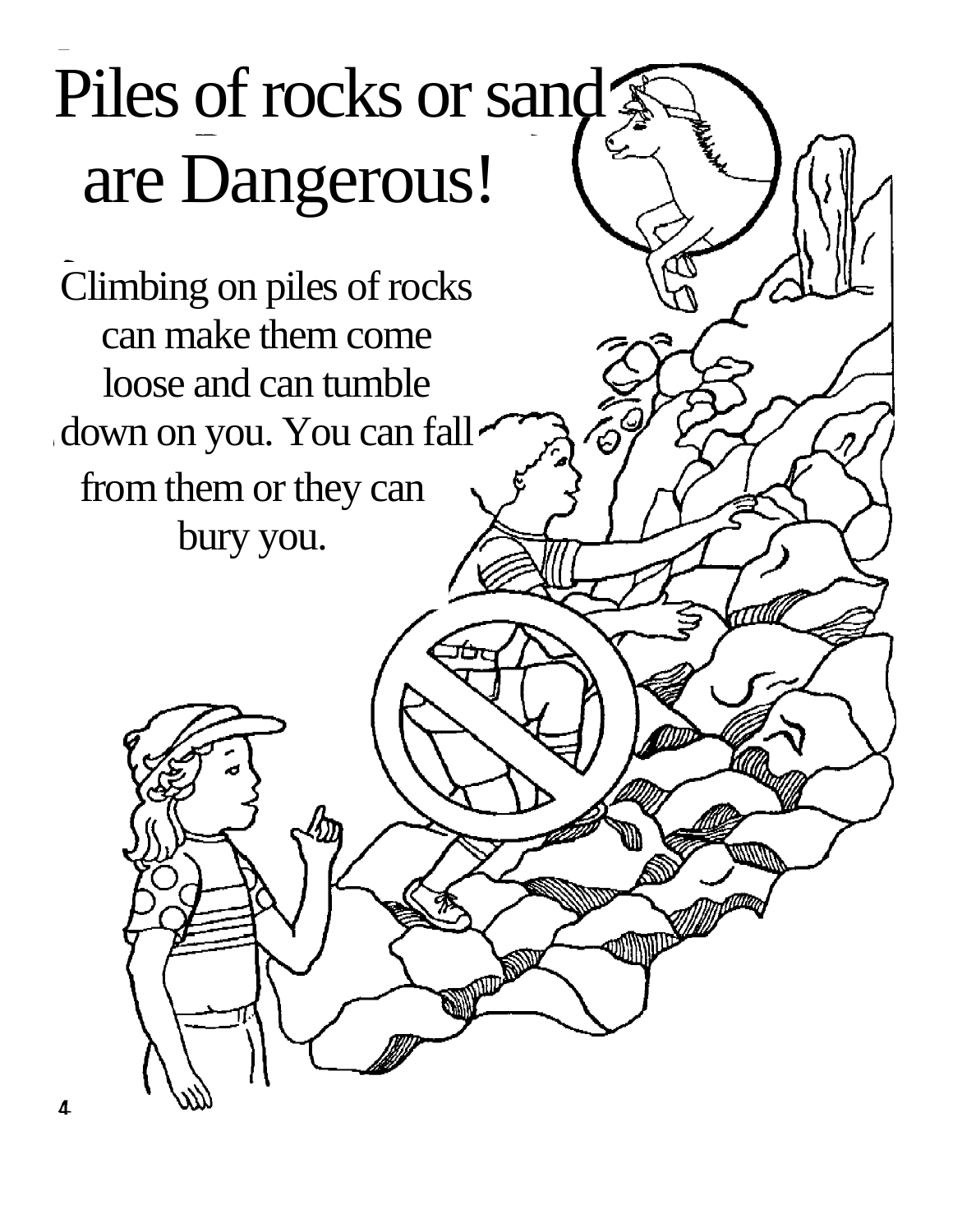# Piles of rocks or sand are Dangerous!

Climbing on piles of rocks can make them come loose and can tumble down on you. You can fall from them or they can bury you.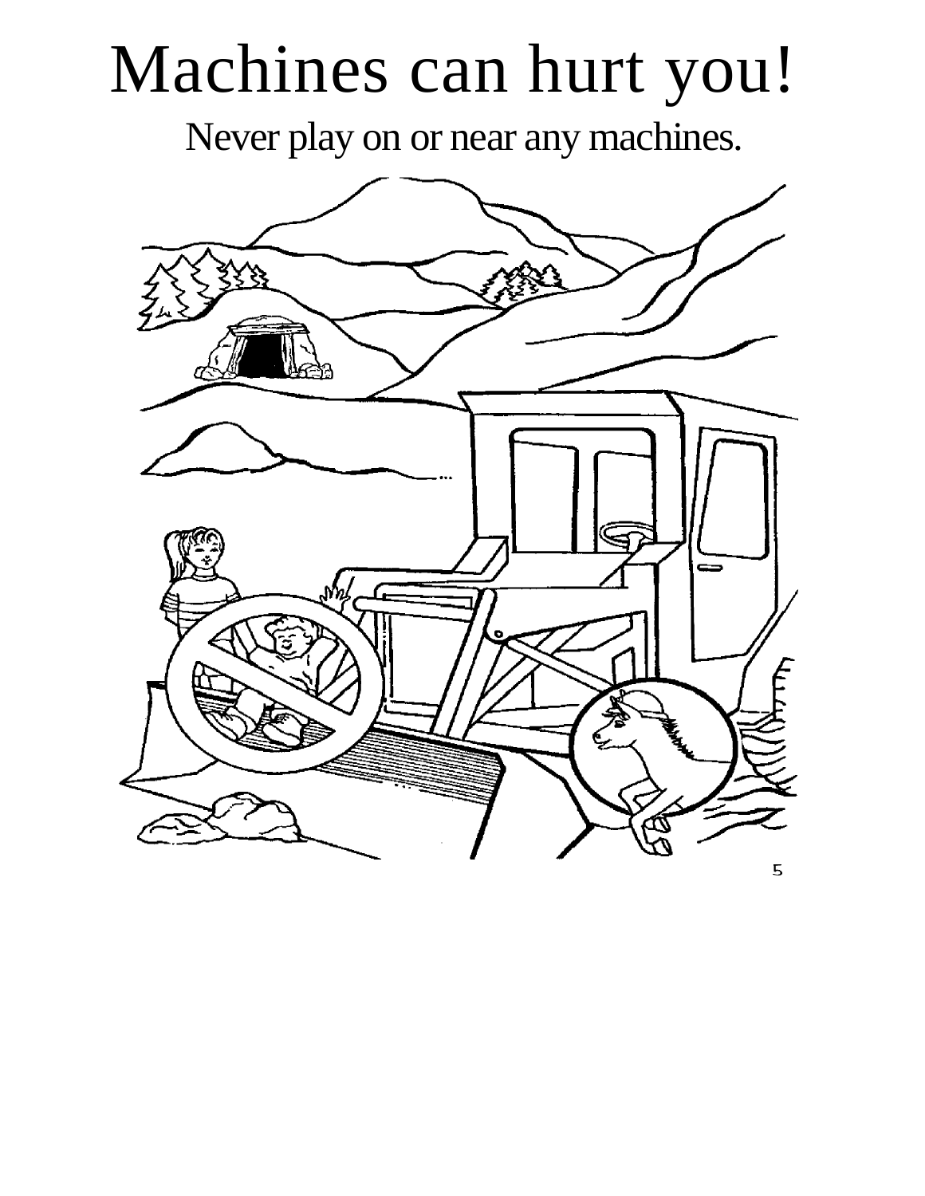# Machines can hurt you!

Never play on or near any machines.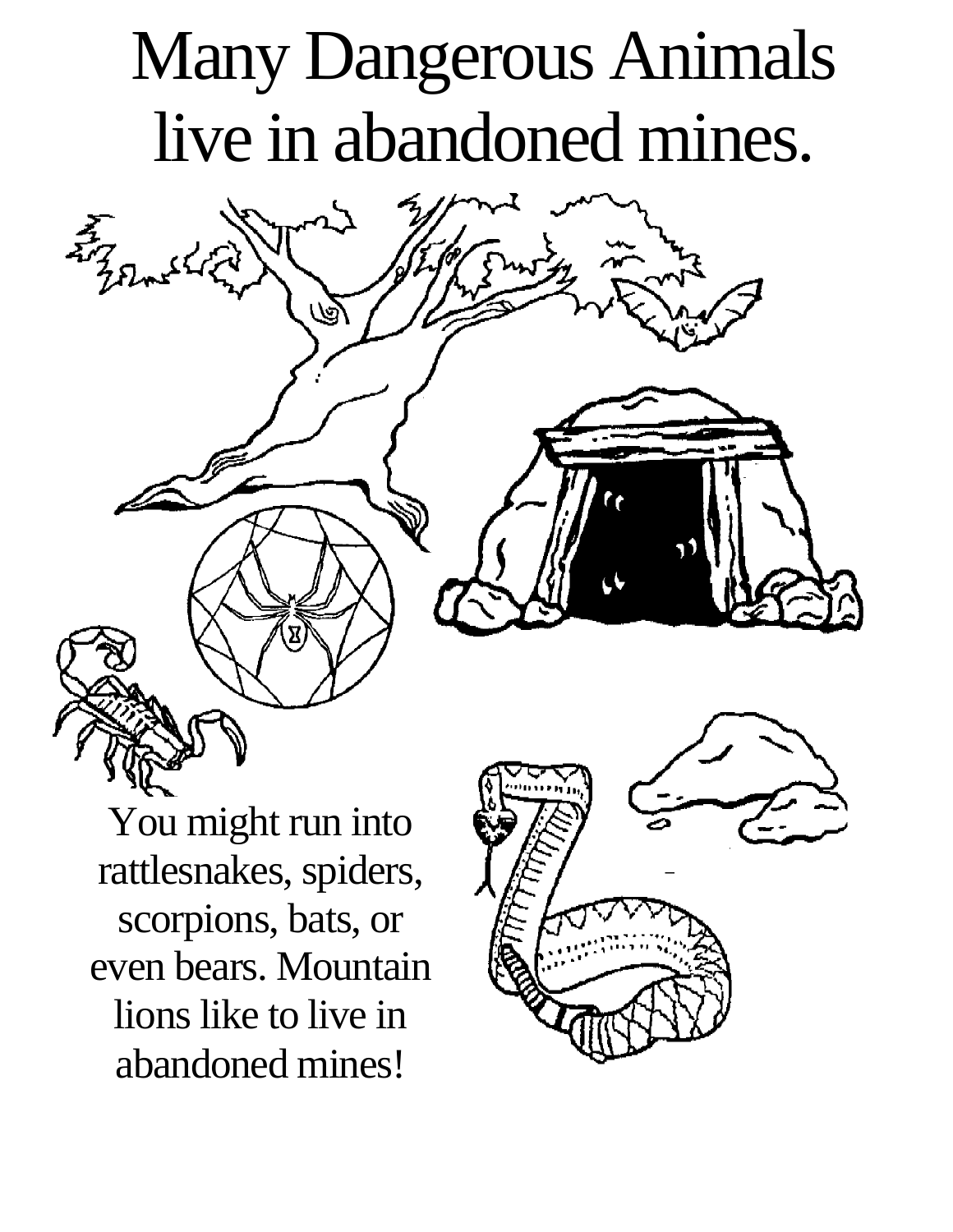# Many Dangerous Animals live in abandoned mines.

You might run into rattlesnakes, spiders, scorpions, bats, or even bears. Mountain lions like to live in abandoned mines!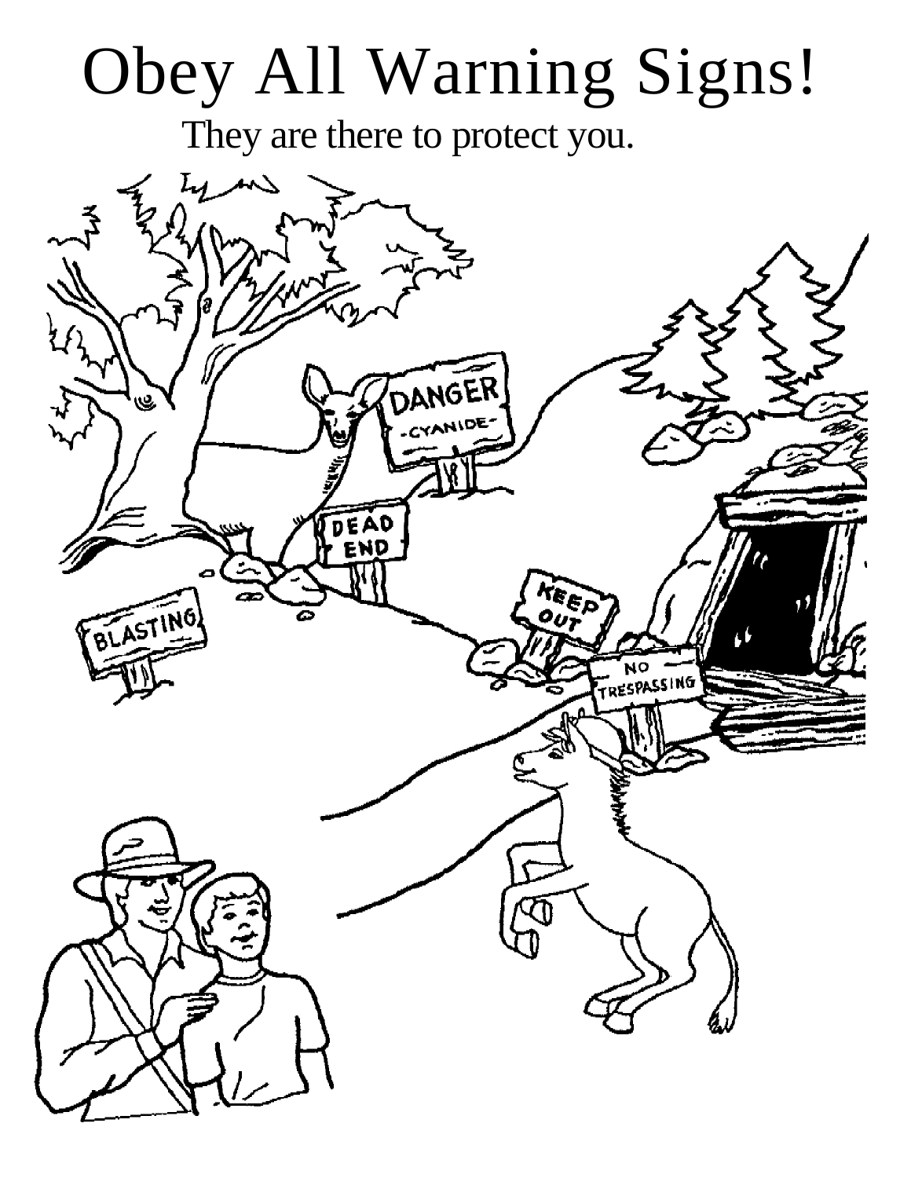# Obey All Warning Signs!

They are there to protect you.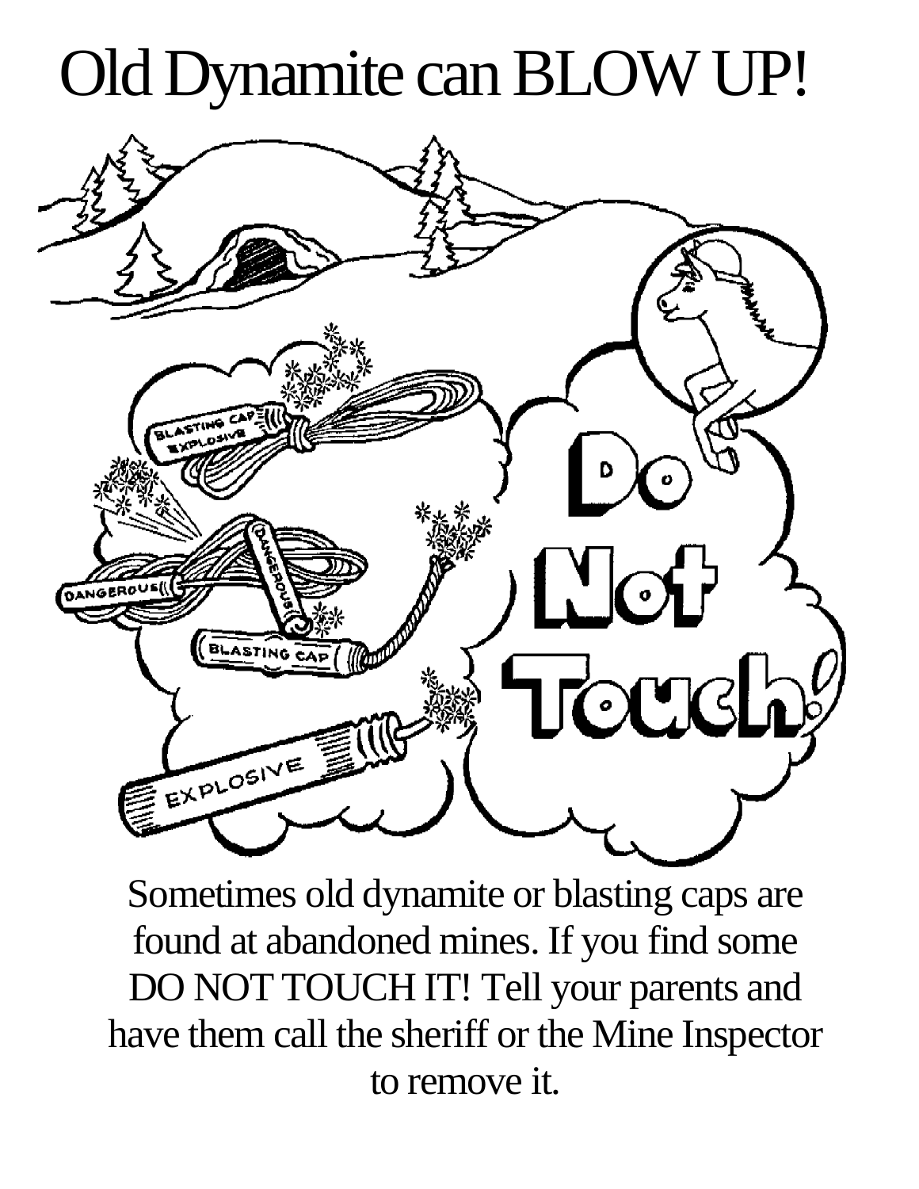# Old Dynamite can BLOW UP!

Sometimes old dynamite or blasting caps are found at abandoned mines. If you find some DO NOT TOUCH IT! Tell your parents and have them call the sheriff or the Mine Inspector to remove it.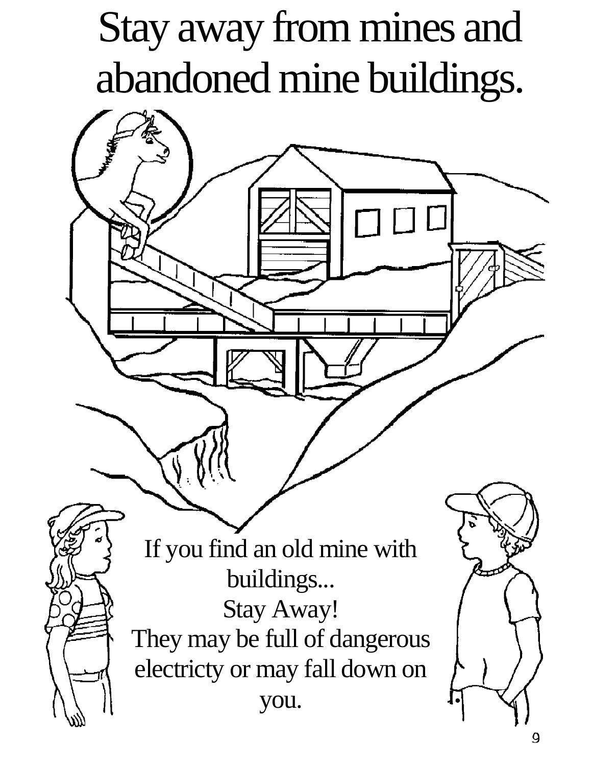# Stay away from mines and abandoned mine buildings.

If you find an old mine with buildings...
Stay Away!
They may be full of dangerous electricty or may fall down on you.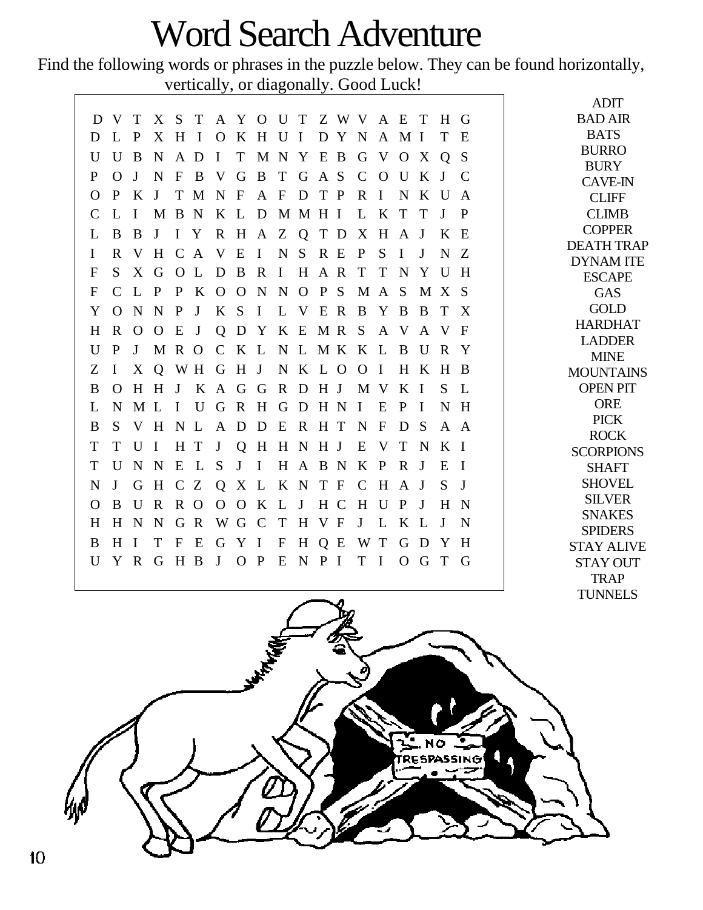# Word Search Adventure

Find the following words or phrases in the puzzle below. They can be found horizontally, vertically, or diagonally. Good Luck!

```
D V T X S T A Y O U T Z W V A E T H G
D L P X H I O K H U I D Y N A M I T E
U U B N A D I T M N Y E B G V O X Q S
P O J N F B V G B T G A S C O U K J C
O P K J T M N F A F D T P R I N K U A
C L I M B N K L D M M H I L K T T J P
L B B J I Y R H A Z Q T D X H A J K E
I R V H C A V E I N S R E P S I J N Z
F S X G O L D B R I H A R T T N Y U H
F C L P P K O O N N O P S M A S M X S
Y O N N P J K S I L V E R B Y B B T X
H R O O E J Q D Y K E M R S A V A V F
U P J M R O C K L N L M K K L B U R Y
Z I X Q W H G H J N K L O O I H K H B
B O H H J K A G G R D H J M V K I S L
L N M L I U G R H G D H N I E P I N H
B S V H N L A D D E R H T N F D S A A
T T U I H T J Q H H N H J E V T N K I
T U N N E L S J I H A B N K P R J E I
N J G H C Z Q X L K N T F C H A J S J
O B U R R O O O K L J H C H U P J H N
H H N N G R W G C T H V F J L K L J N
B H I T F E G Y I F H Q E W T G D Y H
U Y R G H B J O P E N P I T I O G T G
```

ADIT
BAD AIR
BATS
BURRO
BURY
CAVE-IN
CLIFF
CLIMB
COPPER
DEATH TRAP
DYNAMITE
ESCAPE
GAS
GOLD
HARDHAT
LADDER
MINE
MOUNTAINS
OPEN PIT
ORE
PICK
ROCK
SCORPIONS
SHAFT
SHOVEL
SILVER
SNAKES
SPIDERS
STAY ALIVE
STAY OUT
TRAP
TUNNELS

NO TRESPASSING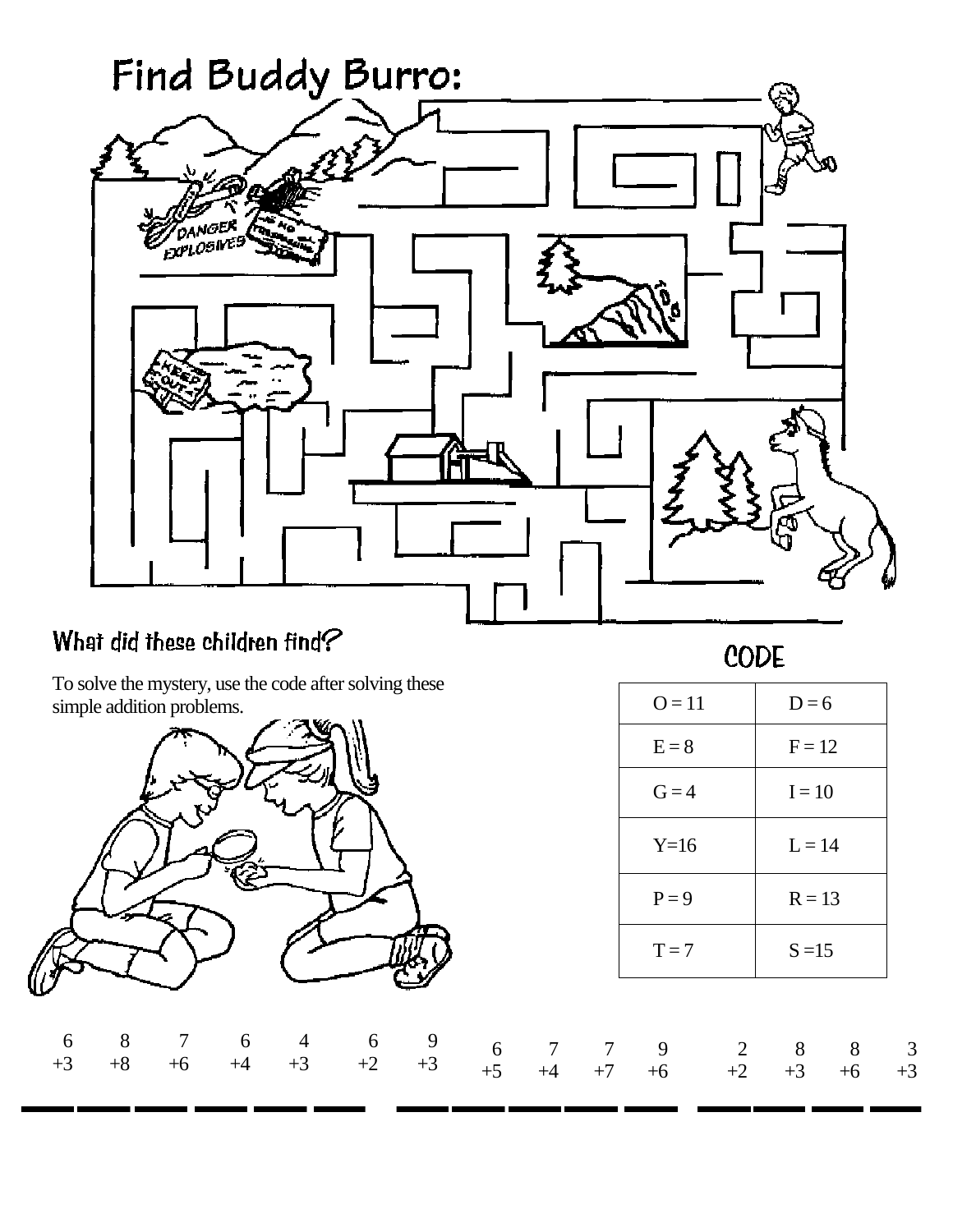# Find Buddy Burro:

DANGER EXPLOSIVES

KEEP OUT

## What did these children find?

To solve the mystery, use the code after solving these simple addition problems.

### CODE

| | |
|---|---|
| O = 11 | D = 6 |
| E = 8 | F = 12 |
| G = 4 | I = 10 |
| Y=16 | L = 14 |
| P = 9 | R = 13 |
| T = 7 | S =15 |

| 6 | 8 | 7 | 6 | 4 | 6 | 9 | | 6 | 7 | 7 | 9 | | 2 | 8 | 8 | 3 |
|---|---|---|---|---|---|---|---|---|---|---|---|---|---|---|---|---|
| +3 | +8 | +6 | +4 | +3 | +2 | +3 | | +5 | +4 | +7 | +6 | | +2 | +3 | +6 | +3 |
| ___ | ___ | ___ | ___ | ___ | ___ | ___ | | ___ | ___ | ___ | ___ | | ___ | ___ | ___ | ___ |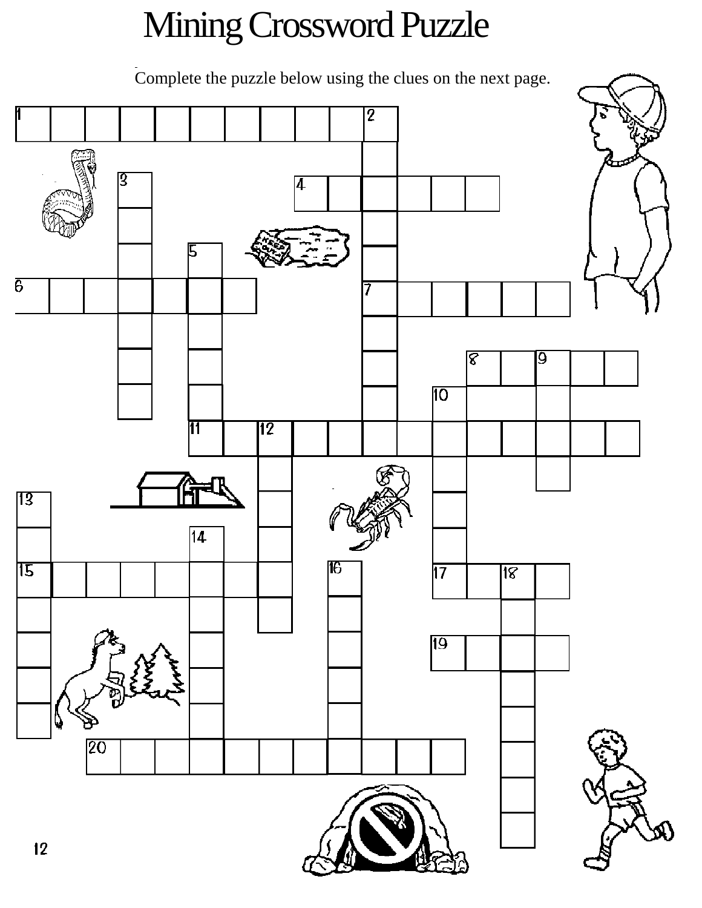# Mining Crossword Puzzle

Complete the puzzle below using the clues on the next page.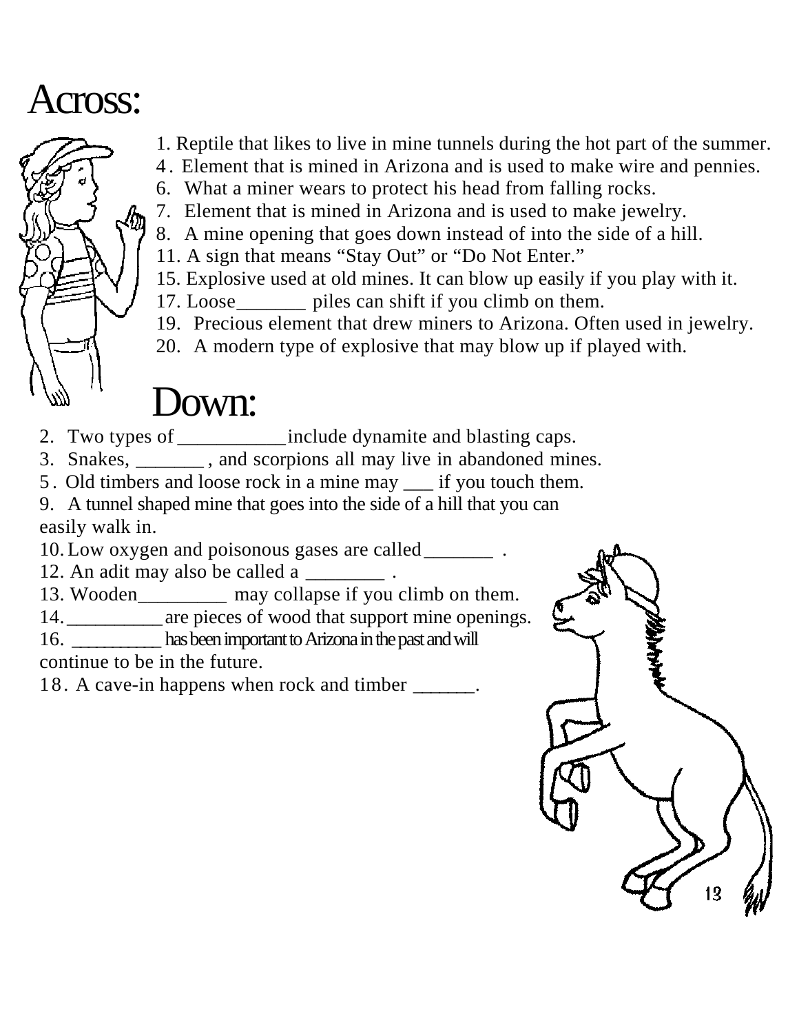# Across:

1. Reptile that likes to live in mine tunnels during the hot part of the summer.
4. Element that is mined in Arizona and is used to make wire and pennies.
6. What a miner wears to protect his head from falling rocks.
7. Element that is mined in Arizona and is used to make jewelry.
8. A mine opening that goes down instead of into the side of a hill.
11. A sign that means "Stay Out" or "Do Not Enter."
15. Explosive used at old mines. It can blow up easily if you play with it.
17. Loose_______ piles can shift if you climb on them.
19. Precious element that drew miners to Arizona. Often used in jewelry.
20. A modern type of explosive that may blow up if played with.

# Down:

2. Two types of ___________ include dynamite and blasting caps.
3. Snakes, _______ , and scorpions all may live in abandoned mines.
5. Old timbers and loose rock in a mine may ___ if you touch them.
9. A tunnel shaped mine that goes into the side of a hill that you can easily walk in.
10. Low oxygen and poisonous gases are called_______ .
12. An adit may also be called a ________ .
13. Wooden_________ may collapse if you climb on them.
14. __________ are pieces of wood that support mine openings.
16. __________ has been important to Arizona in the past and will continue to be in the future.
18. A cave-in happens when rock and timber ______.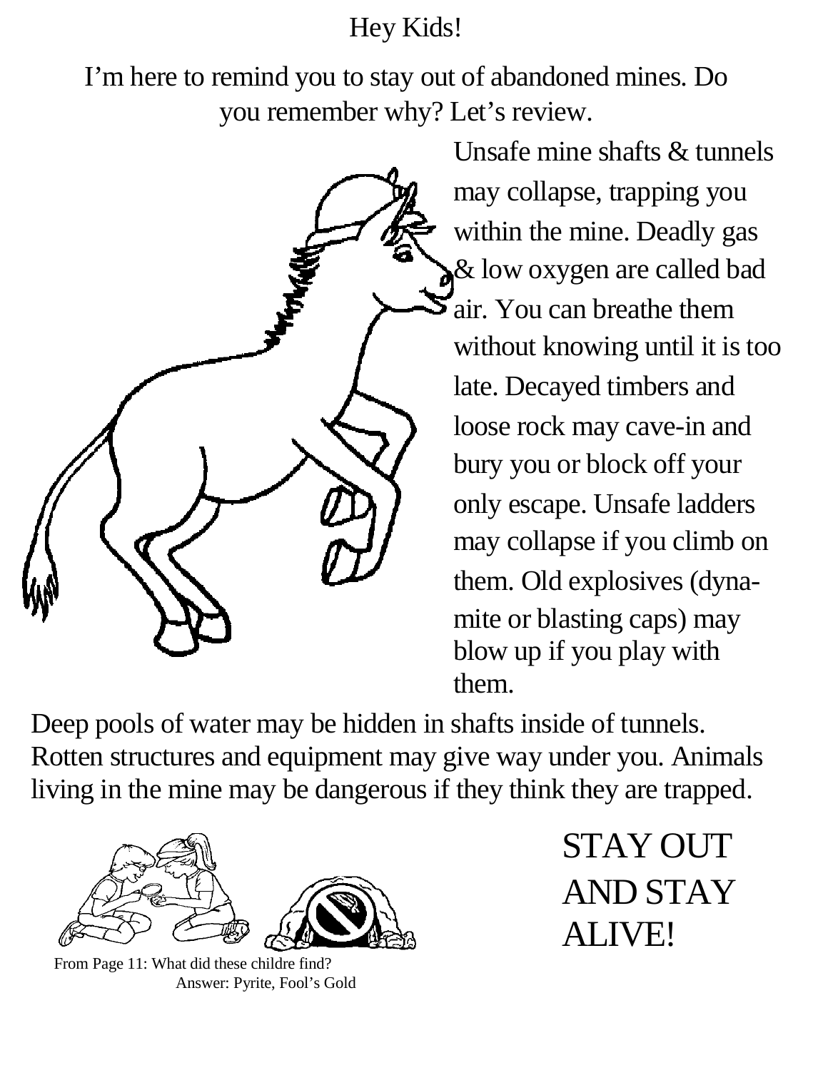Hey Kids!

I'm here to remind you to stay out of abandoned mines. Do you remember why? Let's review.

Unsafe mine shafts & tunnels may collapse, trapping you within the mine. Deadly gas & low oxygen are called bad air. You can breathe them without knowing until it is too late. Decayed timbers and loose rock may cave-in and bury you or block off your only escape. Unsafe ladders may collapse if you climb on them. Old explosives (dyna-mite or blasting caps) may blow up if you play with them.

Deep pools of water may be hidden in shafts inside of tunnels. Rotten structures and equipment may give way under you. Animals living in the mine may be dangerous if they think they are trapped.

From Page 11: What did these childre find?
Answer: Pyrite, Fool's Gold

STAY OUT AND STAY ALIVE!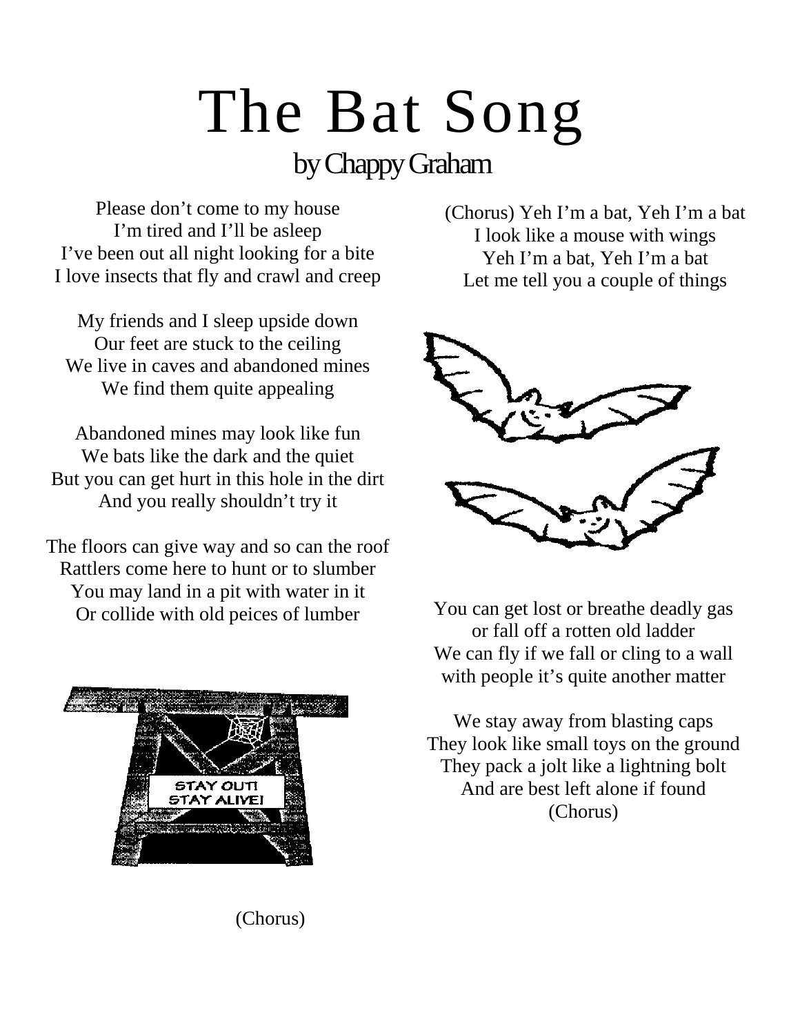# The Bat Song

## by Chappy Graham

Please don't come to my house
I'm tired and I'll be asleep
I've been out all night looking for a bite
I love insects that fly and crawl and creep

My friends and I sleep upside down
Our feet are stuck to the ceiling
We live in caves and abandoned mines
We find them quite appealing

Abandoned mines may look like fun
We bats like the dark and the quiet
But you can get hurt in this hole in the dirt
And you really shouldn't try it

The floors can give way and so can the roof
Rattlers come here to hunt or to slumber
You may land in a pit with water in it
Or collide with old peices of lumber

(Chorus)

(Chorus) Yeh I'm a bat, Yeh I'm a bat
I look like a mouse with wings
Yeh I'm a bat, Yeh I'm a bat
Let me tell you a couple of things

You can get lost or breathe deadly gas
or fall off a rotten old ladder
We can fly if we fall or cling to a wall
with people it's quite another matter

We stay away from blasting caps
They look like small toys on the ground
They pack a jolt like a lightning bolt
And are best left alone if found
(Chorus)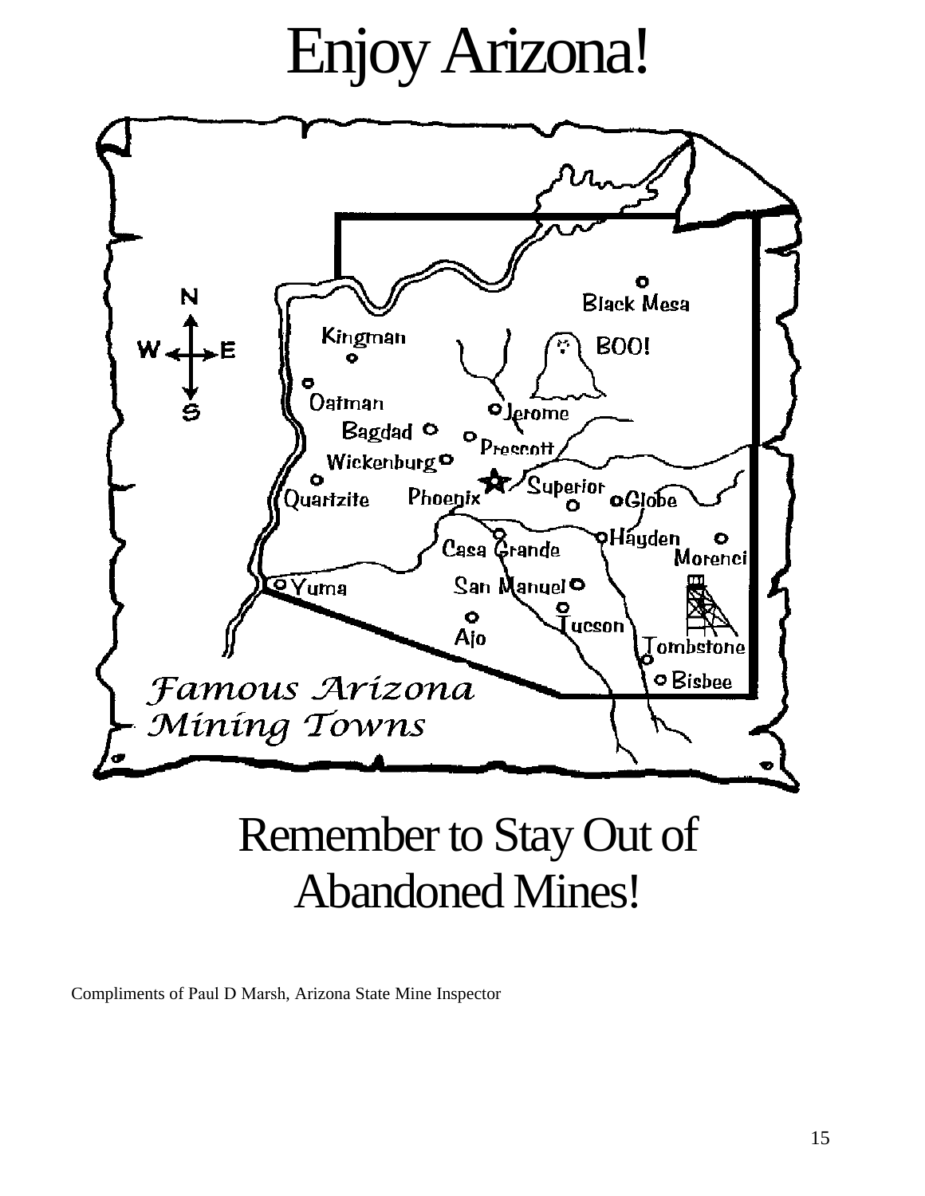# Enjoy Arizona!

Black Mesa

Kingman

BOO!

Oatman

Jerome

Bagdad

Prescott

Wickenburg

Quartzite

Phoenix

Superior

Globe

Casa Grande

Hayden

Morenci

Yuma

San Manuel

Ajo

Tucson

Tombstone

Bisbee

N

W

E

S

*Famous Arizona Mining Towns*

# Remember to Stay Out of Abandoned Mines!

Compliments of Paul D Marsh, Arizona State Mine Inspector